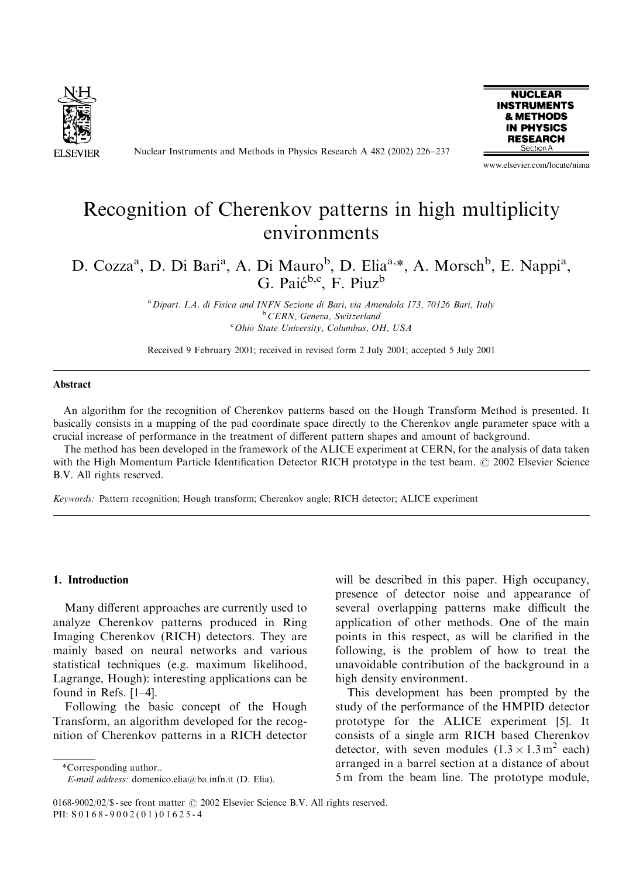# Recognition of Cherenkov patterns in high multiplicity environments

D. Cozza[a], D. Di Bari[a], A. Di Mauro[b], D. Elia[a,*], A. Morsch[b], E. Nappi[a], G. Paić[b,c], F. Piuz[b]

[a] Dipart. I.A. di Fisica and INFN Sezione di Bari, via Amendola 173, 70126 Bari, Italy
[b] CERN, Geneva, Switzerland
[c] Ohio State University, Columbus, OH, USA

Received 9 February 2001; received in revised form 2 July 2001; accepted 5 July 2001

## Abstract

An algorithm for the recognition of Cherenkov patterns based on the Hough Transform Method is presented. It basically consists in a mapping of the pad coordinate space directly to the Cherenkov angle parameter space with a crucial increase of performance in the treatment of different pattern shapes and amount of background.

The method has been developed in the framework of the ALICE experiment at CERN, for the analysis of data taken with the High Momentum Particle Identification Detector RICH prototype in the test beam. © 2002 Elsevier Science B.V. All rights reserved.

*Keywords:* Pattern recognition; Hough transform; Cherenkov angle; RICH detector; ALICE experiment

## 1. Introduction

Many different approaches are currently used to analyze Cherenkov patterns produced in Ring Imaging Cherenkov (RICH) detectors. They are mainly based on neural networks and various statistical techniques (e.g. maximum likelihood, Lagrange, Hough): interesting applications can be found in Refs. [1–4].

Following the basic concept of the Hough Transform, an algorithm developed for the recognition of Cherenkov patterns in a RICH detector will be described in this paper. High occupancy, presence of detector noise and appearance of several overlapping patterns make difficult the application of other methods. One of the main points in this respect, as will be clarified in the following, is the problem of how to treat the unavoidable contribution of the background in a high density environment.

This development has been prompted by the study of the performance of the HMPID detector prototype for the ALICE experiment [5]. It consists of a single arm RICH based Cherenkov detector, with seven modules ($1.3 \times 1.3\,\mathrm{m}^2$ each) arranged in a barrel section at a distance of about 5 m from the beam line. The prototype module,

*Corresponding author..
*E-mail address:* domenico.elia@ba.infn.it (D. Elia).

0168-9002/02/$ - see front matter © 2002 Elsevier Science B.V. All rights reserved.
PII: S0168-9002(01)01625-4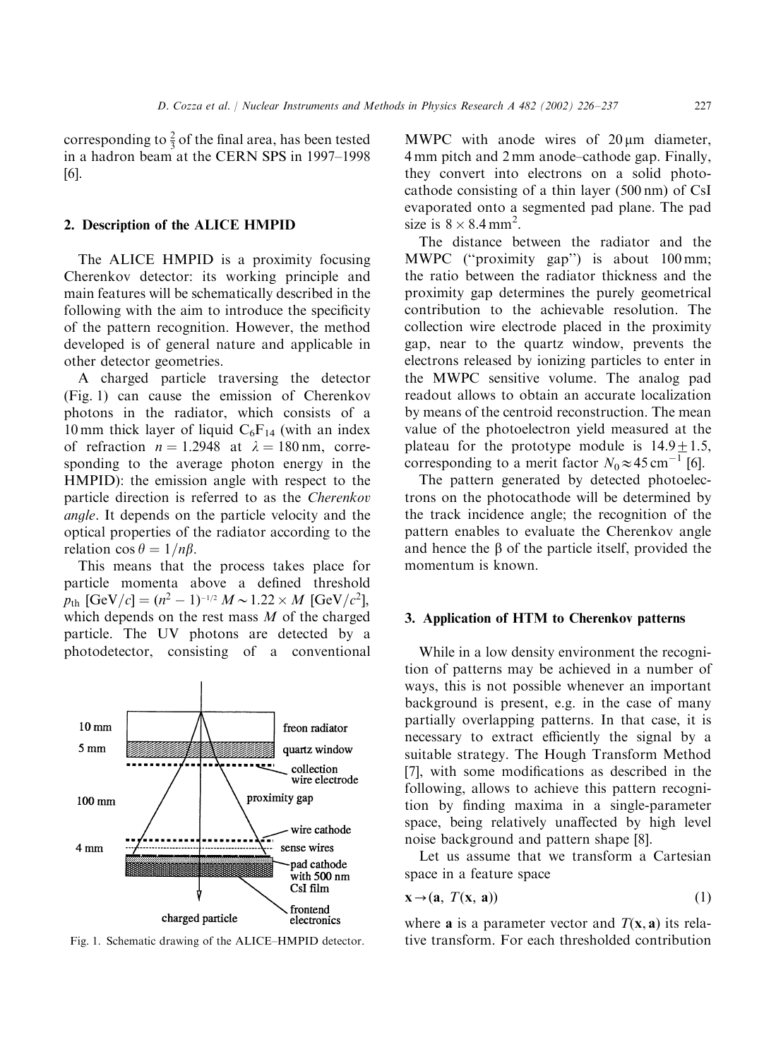corresponding to $\frac{2}{3}$ of the final area, has been tested in a hadron beam at the CERN SPS in 1997–1998 [6].

## 2. Description of the ALICE HMPID

The ALICE HMPID is a proximity focusing Cherenkov detector: its working principle and main features will be schematically described in the following with the aim to introduce the specificity of the pattern recognition. However, the method developed is of general nature and applicable in other detector geometries.

A charged particle traversing the detector (Fig. 1) can cause the emission of Cherenkov photons in the radiator, which consists of a 10 mm thick layer of liquid $C_6F_{14}$ (with an index of refraction $n = 1.2948$ at $\lambda = 180$ nm, corresponding to the average photon energy in the HMPID): the emission angle with respect to the particle direction is referred to as the *Cherenkov angle*. It depends on the particle velocity and the optical properties of the radiator according to the relation $\cos\theta = 1/n\beta$.

This means that the process takes place for particle momenta above a defined threshold $p_{\text{th}}$ [GeV/$c$] $= (n^2 - 1)^{-1/2} M \sim 1.22 \times M$ [GeV/$c^2$], which depends on the rest mass $M$ of the charged particle. The UV photons are detected by a photodetector, consisting of a conventional MWPC with anode wires of 20 μm diameter, 4 mm pitch and 2 mm anode–cathode gap. Finally, they convert into electrons on a solid photocathode consisting of a thin layer (500 nm) of CsI evaporated onto a segmented pad plane. The pad size is $8 \times 8.4$ mm$^2$.

Fig. 1. Schematic drawing of the ALICE–HMPID detector.

The distance between the radiator and the MWPC ("proximity gap") is about 100 mm; the ratio between the radiator thickness and the proximity gap determines the purely geometrical contribution to the achievable resolution. The collection wire electrode placed in the proximity gap, near to the quartz window, prevents the electrons released by ionizing particles to enter in the MWPC sensitive volume. The analog pad readout allows to obtain an accurate localization by means of the centroid reconstruction. The mean value of the photoelectron yield measured at the plateau for the prototype module is $14.9 \pm 1.5$, corresponding to a merit factor $N_0 \approx 45$ cm$^{-1}$ [6].

The pattern generated by detected photoelectrons on the photocathode will be determined by the track incidence angle; the recognition of the pattern enables to evaluate the Cherenkov angle and hence the β of the particle itself, provided the momentum is known.

## 3. Application of HTM to Cherenkov patterns

While in a low density environment the recognition of patterns may be achieved in a number of ways, this is not possible whenever an important background is present, e.g. in the case of many partially overlapping patterns. In that case, it is necessary to extract efficiently the signal by a suitable strategy. The Hough Transform Method [7], with some modifications as described in the following, allows to achieve this pattern recognition by finding maxima in a single-parameter space, being relatively unaffected by high level noise background and pattern shape [8].

Let us assume that we transform a Cartesian space in a feature space

$$\mathbf{x} \rightarrow (\mathbf{a},\ T(\mathbf{x},\ \mathbf{a})) \tag{1}$$

where $\mathbf{a}$ is a parameter vector and $T(\mathbf{x}, \mathbf{a})$ its relative transform. For each thresholded contribution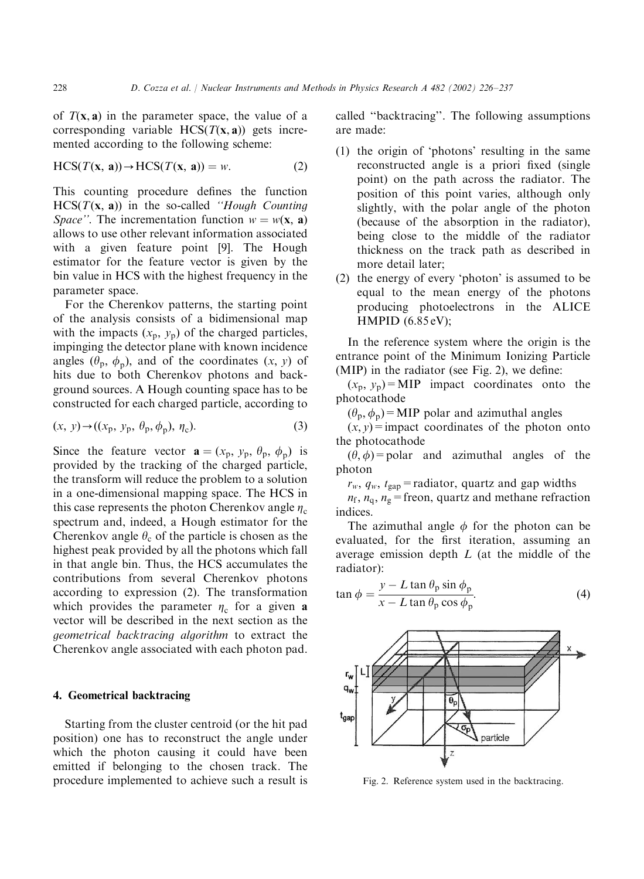of $T(\mathbf{x}, \mathbf{a})$ in the parameter space, the value of a corresponding variable $\text{HCS}(T(\mathbf{x}, \mathbf{a}))$ gets incremented according to the following scheme:

$$\text{HCS}(T(\mathbf{x}, \mathbf{a})) \rightarrow \text{HCS}(T(\mathbf{x}, \mathbf{a})) = w. \tag{2}$$

This counting procedure defines the function $\text{HCS}(T(\mathbf{x}, \mathbf{a}))$ in the so-called *"Hough Counting Space"*. The incrementation function $w = w(\mathbf{x}, \mathbf{a})$ allows to use other relevant information associated with a given feature point [9]. The Hough estimator for the feature vector is given by the bin value in HCS with the highest frequency in the parameter space.

For the Cherenkov patterns, the starting point of the analysis consists of a bidimensional map with the impacts $(x_p, y_p)$ of the charged particles, impinging the detector plane with known incidence angles $(\theta_p, \phi_p)$, and of the coordinates $(x, y)$ of hits due to both Cherenkov photons and background sources. A Hough counting space has to be constructed for each charged particle, according to

$$(x, y) \rightarrow ((x_p, y_p, \theta_p, \phi_p), \eta_c). \tag{3}$$

Since the feature vector $\mathbf{a} = (x_p, y_p, \theta_p, \phi_p)$ is provided by the tracking of the charged particle, the transform will reduce the problem to a solution in a one-dimensional mapping space. The HCS in this case represents the photon Cherenkov angle $\eta_c$ spectrum and, indeed, a Hough estimator for the Cherenkov angle $\theta_c$ of the particle is chosen as the highest peak provided by all the photons which fall in that angle bin. Thus, the HCS accumulates the contributions from several Cherenkov photons according to expression (2). The transformation which provides the parameter $\eta_c$ for a given $\mathbf{a}$ vector will be described in the next section as the *geometrical backtracing algorithm* to extract the Cherenkov angle associated with each photon pad.

## 4. Geometrical backtracing

Starting from the cluster centroid (or the hit pad position) one has to reconstruct the angle under which the photon causing it could have been emitted if belonging to the chosen track. The procedure implemented to achieve such a result is called "backtracing". The following assumptions are made:

1. the origin of 'photons' resulting in the same reconstructed angle is a priori fixed (single point) on the path across the radiator. The position of this point varies, although only slightly, with the polar angle of the photon (because of the absorption in the radiator), being close to the middle of the radiator thickness on the track path as described in more detail later;
2. the energy of every 'photon' is assumed to be equal to the mean energy of the photons producing photoelectrons in the ALICE HMPID (6.85 eV);

In the reference system where the origin is the entrance point of the Minimum Ionizing Particle (MIP) in the radiator (see Fig. 2), we define:

$(x_p, y_p)$ = MIP impact coordinates onto the photocathode

$(\theta_p, \phi_p)$ = MIP polar and azimuthal angles

$(x, y)$ = impact coordinates of the photon onto the photocathode

$(\theta, \phi)$ = polar and azimuthal angles of the photon

$r_w$, $q_w$, $t_{gap}$ = radiator, quartz and gap widths

$n_f$, $n_q$, $n_g$ = freon, quartz and methane refraction indices.

The azimuthal angle $\phi$ for the photon can be evaluated, for the first iteration, assuming an average emission depth $L$ (at the middle of the radiator):

$$\tan \phi = \frac{y - L \tan \theta_p \sin \phi_p}{x - L \tan \theta_p \cos \phi_p}. \tag{4}$$

Fig. 2. Reference system used in the backtracing.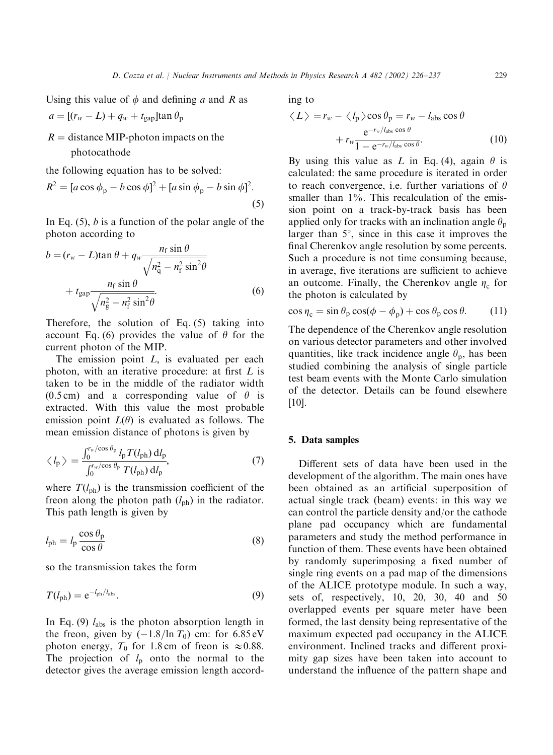Using this value of $\phi$ and defining $a$ and $R$ as

$a = [(r_w - L) + q_w + t_{gap}]\tan\theta_p$

$R =$ distance MIP-photon impacts on the photocathode

the following equation has to be solved:

$$R^2 = [a\cos\phi_p - b\cos\phi]^2 + [a\sin\phi_p - b\sin\phi]^2. \quad (5)$$

In Eq. (5), $b$ is a function of the polar angle of the photon according to

$$b = (r_w - L)\tan\theta + q_w\frac{n_f\sin\theta}{\sqrt{n_q^2 - n_f^2\sin^2\theta}} + t_{gap}\frac{n_f\sin\theta}{\sqrt{n_g^2 - n_f^2\sin^2\theta}}. \quad (6)$$

Therefore, the solution of Eq. (5) taking into account Eq. (6) provides the value of $\theta$ for the current photon of the MIP.

The emission point $L$, is evaluated per each photon, with an iterative procedure: at first $L$ is taken to be in the middle of the radiator width (0.5 cm) and a corresponding value of $\theta$ is extracted. With this value the most probable emission point $L(\theta)$ is evaluated as follows. The mean emission distance of photons is given by

$$\langle l_p \rangle = \frac{\int_0^{r_w/\cos\theta_p} l_p T(l_{ph})\,dl_p}{\int_0^{r_w/\cos\theta_p} T(l_{ph})\,dl_p}, \quad (7)$$

where $T(l_{ph})$ is the transmission coefficient of the freon along the photon path ($l_{ph}$) in the radiator. This path length is given by

$$l_{ph} = l_p\frac{\cos\theta_p}{\cos\theta} \quad (8)$$

so the transmission takes the form

$$T(l_{ph}) = e^{-l_{ph}/l_{abs}}. \quad (9)$$

In Eq. (9) $l_{abs}$ is the photon absorption length in the freon, given by $(-1.8/\ln T_0)$ cm: for 6.85 eV photon energy, $T_0$ for 1.8 cm of freon is $\approx 0.88$. The projection of $l_p$ onto the normal to the detector gives the average emission length according to

$$\langle L \rangle = r_w - \langle l_p \rangle\cos\theta_p = r_w - l_{abs}\cos\theta + r_w\frac{e^{-r_w/l_{abs}\cos\theta}}{1 - e^{-r_w/l_{abs}\cos\theta}}. \quad (10)$$

By using this value as $L$ in Eq. (4), again $\theta$ is calculated: the same procedure is iterated in order to reach convergence, i.e. further variations of $\theta$ smaller than 1%. This recalculation of the emission point on a track-by-track basis has been applied only for tracks with an inclination angle $\theta_p$ larger than 5°, since in this case it improves the final Cherenkov angle resolution by some percents. Such a procedure is not time consuming because, in average, five iterations are sufficient to achieve an outcome. Finally, the Cherenkov angle $\eta_c$ for the photon is calculated by

$$\cos\eta_c = \sin\theta_p\cos(\phi - \phi_p) + \cos\theta_p\cos\theta. \quad (11)$$

The dependence of the Cherenkov angle resolution on various detector parameters and other involved quantities, like track incidence angle $\theta_p$, has been studied combining the analysis of single particle test beam events with the Monte Carlo simulation of the detector. Details can be found elsewhere [10].

## 5. Data samples

Different sets of data have been used in the development of the algorithm. The main ones have been obtained as an artificial superposition of actual single track (beam) events: in this way we can control the particle density and/or the cathode plane pad occupancy which are fundamental parameters and study the method performance in function of them. These events have been obtained by randomly superimposing a fixed number of single ring events on a pad map of the dimensions of the ALICE prototype module. In such a way, sets of, respectively, 10, 20, 30, 40 and 50 overlapped events per square meter have been formed, the last density being representative of the maximum expected pad occupancy in the ALICE environment. Inclined tracks and different proximity gap sizes have been taken into account to understand the influence of the pattern shape and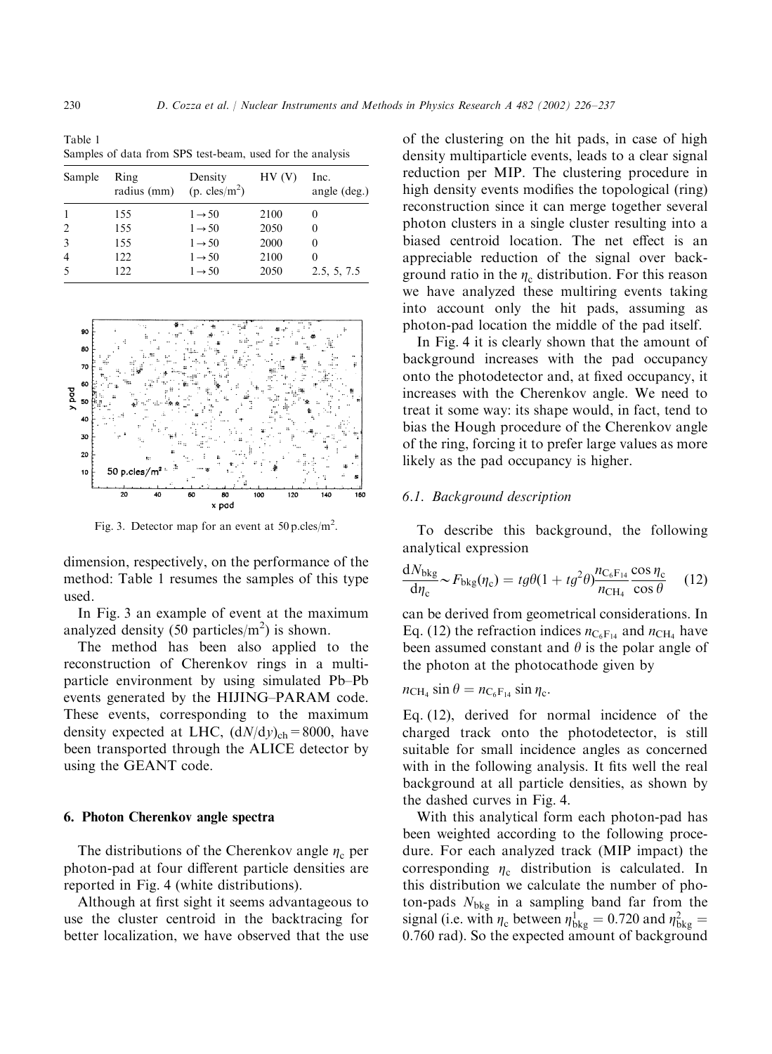Table 1
Samples of data from SPS test-beam, used for the analysis

| Sample | Ring radius (mm) | Density (p. cles/m$^2$) | HV (V) | Inc. angle (deg.) |
|---|---|---|---|---|
| 1 | 155 | 1→50 | 2100 | 0 |
| 2 | 155 | 1→50 | 2050 | 0 |
| 3 | 155 | 1→50 | 2000 | 0 |
| 4 | 122 | 1→50 | 2100 | 0 |
| 5 | 122 | 1→50 | 2050 | 2.5, 5, 7.5 |

Fig. 3. Detector map for an event at 50 p.cles/m$^2$.

dimension, respectively, on the performance of the method: Table 1 resumes the samples of this type used.

In Fig. 3 an example of event at the maximum analyzed density (50 particles/m$^2$) is shown.

The method has been also applied to the reconstruction of Cherenkov rings in a multiparticle environment by using simulated Pb–Pb events generated by the HIJING–PARAM code. These events, corresponding to the maximum density expected at LHC, $(dN/dy)_{ch} = 8000$, have been transported through the ALICE detector by using the GEANT code.

## 6. Photon Cherenkov angle spectra

The distributions of the Cherenkov angle $\eta_c$ per photon-pad at four different particle densities are reported in Fig. 4 (white distributions).

Although at first sight it seems advantageous to use the cluster centroid in the backtracing for better localization, we have observed that the use of the clustering on the hit pads, in case of high density multiparticle events, leads to a clear signal reduction per MIP. The clustering procedure in high density events modifies the topological (ring) reconstruction since it can merge together several photon clusters in a single cluster resulting into a biased centroid location. The net effect is an appreciable reduction of the signal over background ratio in the $\eta_c$ distribution. For this reason we have analyzed these multiring events taking into account only the hit pads, assuming as photon-pad location the middle of the pad itself.

In Fig. 4 it is clearly shown that the amount of background increases with the pad occupancy onto the photodetector and, at fixed occupancy, it increases with the Cherenkov angle. We need to treat it some way: its shape would, in fact, tend to bias the Hough procedure of the Cherenkov angle of the ring, forcing it to prefer large values as more likely as the pad occupancy is higher.

### 6.1. Background description

To describe this background, the following analytical expression

$$\frac{dN_{bkg}}{d\eta_c} \sim F_{bkg}(\eta_c) = tg\theta(1 + tg^2\theta)\frac{n_{C_6F_{14}}}{n_{CH_4}}\frac{\cos\eta_c}{\cos\theta} \quad (12)$$

can be derived from geometrical considerations. In Eq. (12) the refraction indices $n_{C_6F_{14}}$ and $n_{CH_4}$ have been assumed constant and $\theta$ is the polar angle of the photon at the photocathode given by

$$n_{CH_4}\sin\theta = n_{C_6F_{14}}\sin\eta_c.$$

Eq. (12), derived for normal incidence of the charged track onto the photodetector, is still suitable for small incidence angles as concerned with in the following analysis. It fits well the real background at all particle densities, as shown by the dashed curves in Fig. 4.

With this analytical form each photon-pad has been weighted according to the following procedure. For each analyzed track (MIP impact) the corresponding $\eta_c$ distribution is calculated. In this distribution we calculate the number of photon-pads $N_{bkg}$ in a sampling band far from the signal (i.e. with $\eta_c$ between $\eta^1_{bkg} = 0.720$ and $\eta^2_{bkg} = 0.760$ rad). So the expected amount of background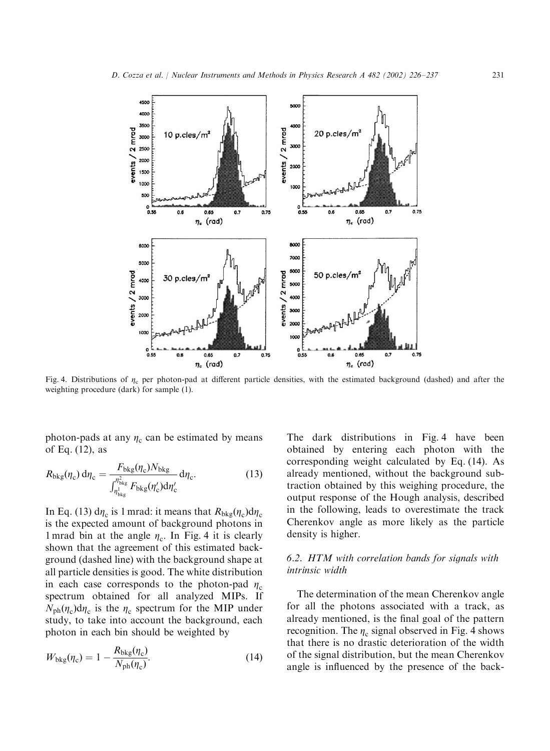Fig. 4. Distributions of $\eta_c$ per photon-pad at different particle densities, with the estimated background (dashed) and after the weighting procedure (dark) for sample (1).

photon-pads at any $\eta_c$ can be estimated by means of Eq. (12), as

$$R_{bkg}(\eta_c)\,d\eta_c = \frac{F_{bkg}(\eta_c)N_{bkg}}{\int_{\eta^1_{bkg}}^{\eta^2_{bkg}} F_{bkg}(\eta'_c)d\eta'_c}\,d\eta_c. \tag{13}$$

In Eq. (13) $d\eta_c$ is 1 mrad: it means that $R_{bkg}(\eta_c)d\eta_c$ is the expected amount of background photons in 1 mrad bin at the angle $\eta_c$. In Fig. 4 it is clearly shown that the agreement of this estimated background (dashed line) with the background shape at all particle densities is good. The white distribution in each case corresponds to the photon-pad $\eta_c$ spectrum obtained for all analyzed MIPs. If $N_{ph}(\eta_c)d\eta_c$ is the $\eta_c$ spectrum for the MIP under study, to take into account the background, each photon in each bin should be weighted by

$$W_{bkg}(\eta_c) = 1 - \frac{R_{bkg}(\eta_c)}{N_{ph}(\eta_c)}. \tag{14}$$

The dark distributions in Fig. 4 have been obtained by entering each photon with the corresponding weight calculated by Eq. (14). As already mentioned, without the background subtraction obtained by this weighing procedure, the output response of the Hough analysis, described in the following, leads to overestimate the track Cherenkov angle as more likely as the particle density is higher.

### 6.2. HTM with correlation bands for signals with intrinsic width

The determination of the mean Cherenkov angle for all the photons associated with a track, as already mentioned, is the final goal of the pattern recognition. The $\eta_c$ signal observed in Fig. 4 shows that there is no drastic deterioration of the width of the signal distribution, but the mean Cherenkov angle is influenced by the presence of the back-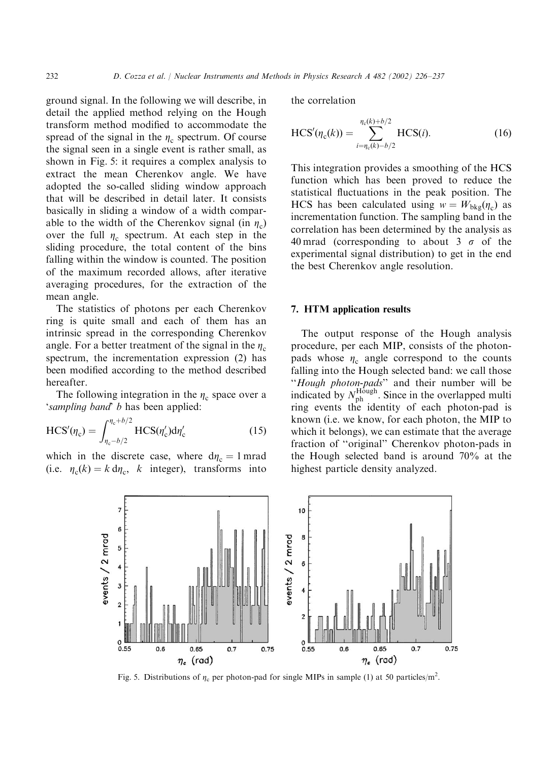ground signal. In the following we will describe, in detail the applied method relying on the Hough transform method modified to accommodate the spread of the signal in the $\eta_c$ spectrum. Of course the signal seen in a single event is rather small, as shown in Fig. 5: it requires a complex analysis to extract the mean Cherenkov angle. We have adopted the so-called sliding window approach that will be described in detail later. It consists basically in sliding a window of a width comparable to the width of the Cherenkov signal (in $\eta_c$) over the full $\eta_c$ spectrum. At each step in the sliding procedure, the total content of the bins falling within the window is counted. The position of the maximum recorded allows, after iterative averaging procedures, for the extraction of the mean angle.

The statistics of photons per each Cherenkov ring is quite small and each of them has an intrinsic spread in the corresponding Cherenkov angle. For a better treatment of the signal in the $\eta_c$ spectrum, the incrementation expression (2) has been modified according to the method described hereafter.

The following integration in the $\eta_c$ space over a '*sampling band*' $b$ has been applied:

$$\mathrm{HCS}'(\eta_c) = \int_{\eta_c - b/2}^{\eta_c + b/2} \mathrm{HCS}(\eta'_c)\mathrm{d}\eta'_c \tag{15}$$

which in the discrete case, where $\mathrm{d}\eta_c = 1\,\mathrm{mrad}$ (i.e. $\eta_c(k) = k\,\mathrm{d}\eta_c$, $k$ integer), transforms into the correlation

$$\mathrm{HCS}'(\eta_c(k)) = \sum_{i=\eta_c(k)-b/2}^{\eta_c(k)+b/2} \mathrm{HCS}(i). \tag{16}$$

This integration provides a smoothing of the HCS function which has been proved to reduce the statistical fluctuations in the peak position. The HCS has been calculated using $w = W_{\mathrm{bkg}}(\eta_c)$ as incrementation function. The sampling band in the correlation has been determined by the analysis as 40 mrad (corresponding to about 3 $\sigma$ of the experimental signal distribution) to get in the end the best Cherenkov angle resolution.

## 7. HTM application results

The output response of the Hough analysis procedure, per each MIP, consists of the photon-pads whose $\eta_c$ angle correspond to the counts falling into the Hough selected band: we call those "*Hough photon-pads*" and their number will be indicated by $N_{\mathrm{ph}}^{\mathrm{Hough}}$. Since in the overlapped multi ring events the identity of each photon-pad is known (i.e. we know, for each photon, the MIP to which it belongs), we can estimate that the average fraction of "original" Cherenkov photon-pads in the Hough selected band is around 70% at the highest particle density analyzed.

Fig. 5. Distributions of $\eta_c$ per photon-pad for single MIPs in sample (1) at 50 particles/m$^2$.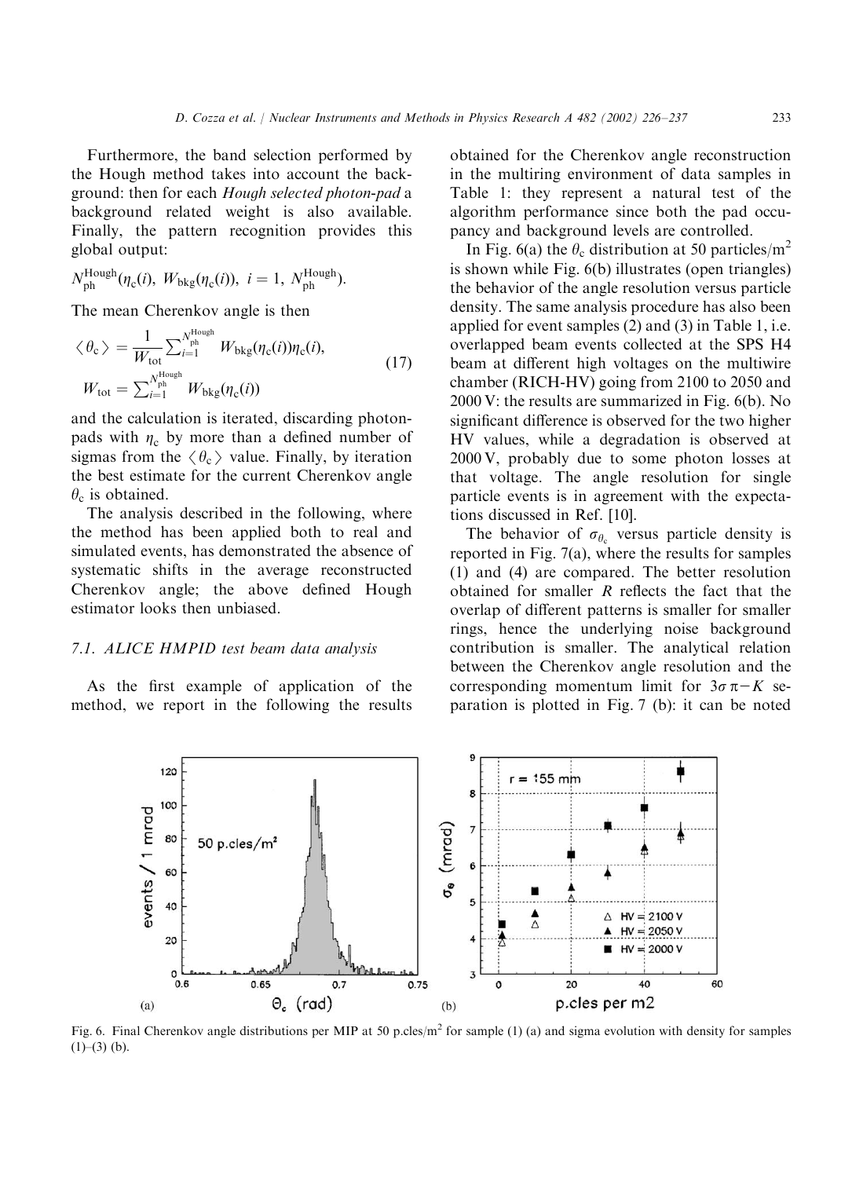Furthermore, the band selection performed by the Hough method takes into account the background: then for each *Hough selected photon-pad* a background related weight is also available. Finally, the pattern recognition provides this global output:

$$N_{\mathrm{ph}}^{\mathrm{Hough}}(\eta_{\mathrm{c}}(i),\ W_{\mathrm{bkg}}(\eta_{\mathrm{c}}(i)),\ i=1,\ N_{\mathrm{ph}}^{\mathrm{Hough}}).$$

The mean Cherenkov angle is then

$$\langle\theta_{\mathrm{c}}\rangle = \frac{1}{W_{\mathrm{tot}}}\sum_{i=1}^{N_{\mathrm{ph}}^{\mathrm{Hough}}} W_{\mathrm{bkg}}(\eta_{\mathrm{c}}(i))\eta_{\mathrm{c}}(i),$$
$$W_{\mathrm{tot}} = \sum_{i=1}^{N_{\mathrm{ph}}^{\mathrm{Hough}}} W_{\mathrm{bkg}}(\eta_{\mathrm{c}}(i)) \tag{17}$$

and the calculation is iterated, discarding photon-pads with $\eta_{\mathrm{c}}$ by more than a defined number of sigmas from the $\langle\theta_{\mathrm{c}}\rangle$ value. Finally, by iteration the best estimate for the current Cherenkov angle $\theta_{\mathrm{c}}$ is obtained.

The analysis described in the following, where the method has been applied both to real and simulated events, has demonstrated the absence of systematic shifts in the average reconstructed Cherenkov angle; the above defined Hough estimator looks then unbiased.

### 7.1. ALICE HMPID test beam data analysis

As the first example of application of the method, we report in the following the results obtained for the Cherenkov angle reconstruction in the multiring environment of data samples in Table 1: they represent a natural test of the algorithm performance since both the pad occupancy and background levels are controlled.

In Fig. 6(a) the $\theta_{\mathrm{c}}$ distribution at 50 particles/m$^2$ is shown while Fig. 6(b) illustrates (open triangles) the behavior of the angle resolution versus particle density. The same analysis procedure has also been applied for event samples (2) and (3) in Table 1, i.e. overlapped beam events collected at the SPS H4 beam at different high voltages on the multiwire chamber (RICH-HV) going from 2100 to 2050 and 2000 V: the results are summarized in Fig. 6(b). No significant difference is observed for the two higher HV values, while a degradation is observed at 2000 V, probably due to some photon losses at that voltage. The angle resolution for single particle events is in agreement with the expectations discussed in Ref. [10].

The behavior of $\sigma_{\theta_{\mathrm{c}}}$ versus particle density is reported in Fig. 7(a), where the results for samples (1) and (4) are compared. The better resolution obtained for smaller $R$ reflects the fact that the overlap of different patterns is smaller for smaller rings, hence the underlying noise background contribution is smaller. The analytical relation between the Cherenkov angle resolution and the corresponding momentum limit for $3\sigma\ \pi-K$ separation is plotted in Fig. 7 (b): it can be noted

Fig. 6. Final Cherenkov angle distributions per MIP at 50 p.cles/m$^2$ for sample (1) (a) and sigma evolution with density for samples (1)–(3) (b).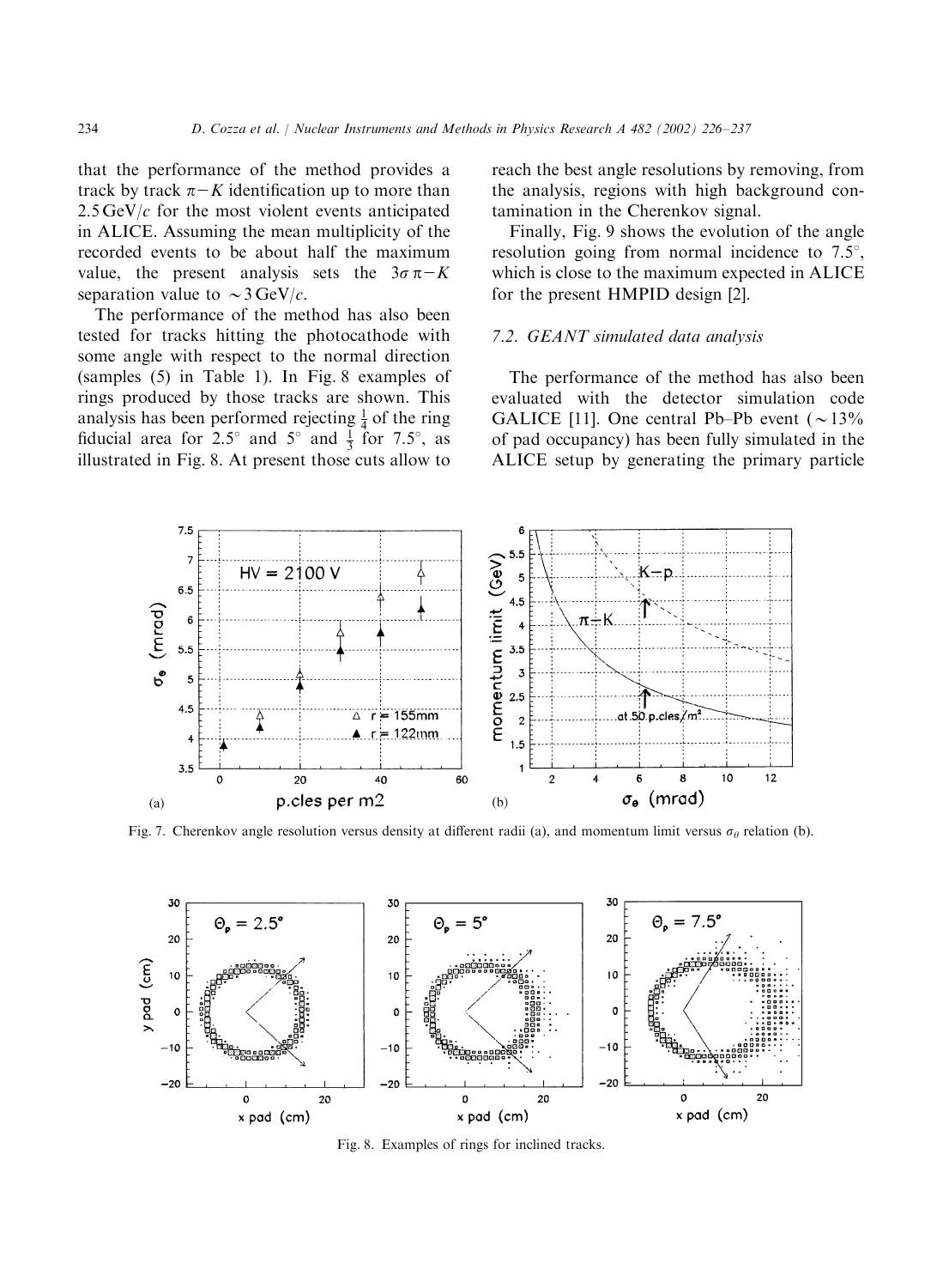that the performance of the method provides a track by track $\pi-K$ identification up to more than 2.5 GeV/$c$ for the most violent events anticipated in ALICE. Assuming the mean multiplicity of the recorded events to be about half the maximum value, the present analysis sets the $3\sigma\,\pi-K$ separation value to $\sim 3$ GeV/$c$.

The performance of the method has also been tested for tracks hitting the photocathode with some angle with respect to the normal direction (samples (5) in Table 1). In Fig. 8 examples of rings produced by those tracks are shown. This analysis has been performed rejecting $\frac{1}{4}$ of the ring fiducial area for 2.5° and 5° and $\frac{1}{3}$ for 7.5°, as illustrated in Fig. 8. At present those cuts allow to reach the best angle resolutions by removing, from the analysis, regions with high background contamination in the Cherenkov signal.

Finally, Fig. 9 shows the evolution of the angle resolution going from normal incidence to 7.5°, which is close to the maximum expected in ALICE for the present HMPID design [2].

### 7.2. GEANT simulated data analysis

The performance of the method has also been evaluated with the detector simulation code GALICE [11]. One central Pb–Pb event ($\sim$13% of pad occupancy) has been fully simulated in the ALICE setup by generating the primary particle

Fig. 7. Cherenkov angle resolution versus density at different radii (a), and momentum limit versus $\sigma_\theta$ relation (b).

Fig. 8. Examples of rings for inclined tracks.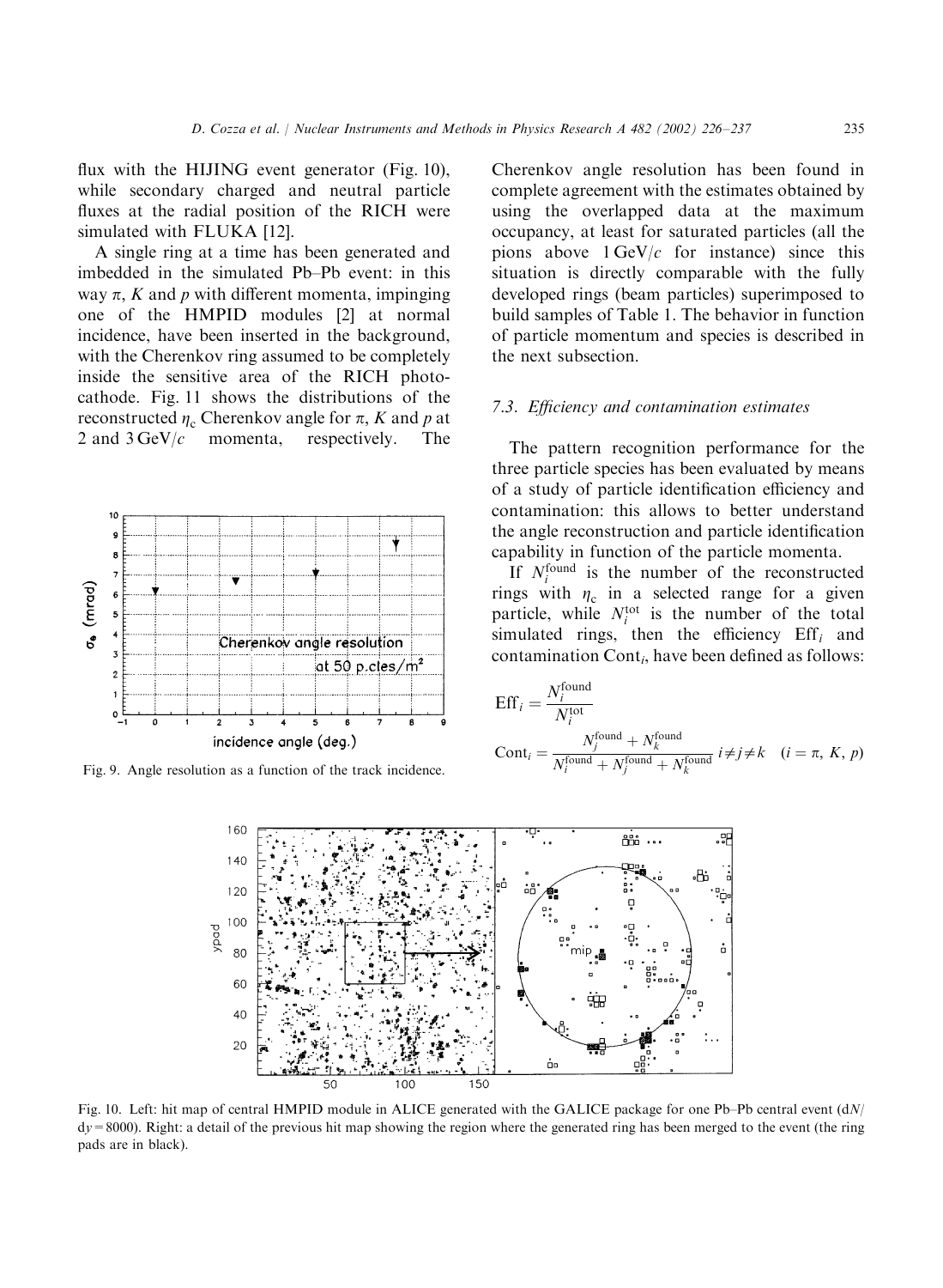flux with the HIJING event generator (Fig. 10), while secondary charged and neutral particle fluxes at the radial position of the RICH were simulated with FLUKA [12].

A single ring at a time has been generated and imbedded in the simulated Pb–Pb event: in this way $\pi$, $K$ and $p$ with different momenta, impinging one of the HMPID modules [2] at normal incidence, have been inserted in the background, with the Cherenkov ring assumed to be completely inside the sensitive area of the RICH photocathode. Fig. 11 shows the distributions of the reconstructed $\eta_c$ Cherenkov angle for $\pi$, $K$ and $p$ at 2 and 3 GeV/$c$ momenta, respectively. The Cherenkov angle resolution has been found in complete agreement with the estimates obtained by using the overlapped data at the maximum occupancy, at least for saturated particles (all the pions above 1 GeV/$c$ for instance) since this situation is directly comparable with the fully developed rings (beam particles) superimposed to build samples of Table 1. The behavior in function of particle momentum and species is described in the next subsection.

Fig. 9. Angle resolution as a function of the track incidence.

### 7.3. Efficiency and contamination estimates

The pattern recognition performance for the three particle species has been evaluated by means of a study of particle identification efficiency and contamination: this allows to better understand the angle reconstruction and particle identification capability in function of the particle momenta.

If $N_i^{\text{found}}$ is the number of the reconstructed rings with $\eta_c$ in a selected range for a given particle, while $N_i^{\text{tot}}$ is the number of the total simulated rings, then the efficiency $\text{Eff}_i$ and contamination $\text{Cont}_i$, have been defined as follows:

$$\text{Eff}_i = \frac{N_i^{\text{found}}}{N_i^{\text{tot}}}$$

$$\text{Cont}_i = \frac{N_j^{\text{found}} + N_k^{\text{found}}}{N_i^{\text{found}} + N_j^{\text{found}} + N_k^{\text{found}}} \; i \neq j \neq k \quad (i = \pi, K, p)$$

Fig. 10. Left: hit map of central HMPID module in ALICE generated with the GALICE package for one Pb–Pb central event ($\text{d}N/\text{d}y = 8000$). Right: a detail of the previous hit map showing the region where the generated ring has been merged to the event (the ring pads are in black).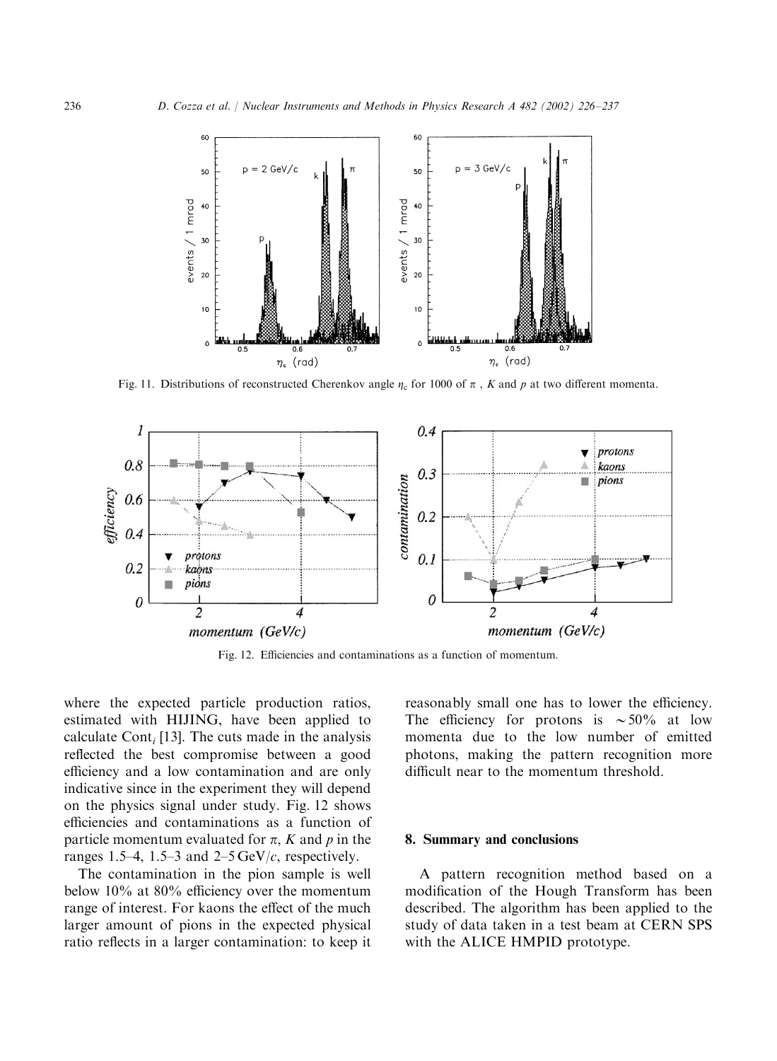Fig. 11. Distributions of reconstructed Cherenkov angle $\eta_c$ for 1000 of $\pi$ , $K$ and $p$ at two different momenta.

Fig. 12. Efficiencies and contaminations as a function of momentum.

where the expected particle production ratios, estimated with HIJING, have been applied to calculate $\mathrm{Cont}_i$ [13]. The cuts made in the analysis reflected the best compromise between a good efficiency and a low contamination and are only indicative since in the experiment they will depend on the physics signal under study. Fig. 12 shows efficiencies and contaminations as a function of particle momentum evaluated for $\pi$, $K$ and $p$ in the ranges 1.5–4, 1.5–3 and 2–5 GeV/$c$, respectively.

The contamination in the pion sample is well below 10% at 80% efficiency over the momentum range of interest. For kaons the effect of the much larger amount of pions in the expected physical ratio reflects in a larger contamination: to keep it reasonably small one has to lower the efficiency. The efficiency for protons is $\sim$50% at low momenta due to the low number of emitted photons, making the pattern recognition more difficult near to the momentum threshold.

## 8. Summary and conclusions

A pattern recognition method based on a modification of the Hough Transform has been described. The algorithm has been applied to the study of data taken in a test beam at CERN SPS with the ALICE HMPID prototype.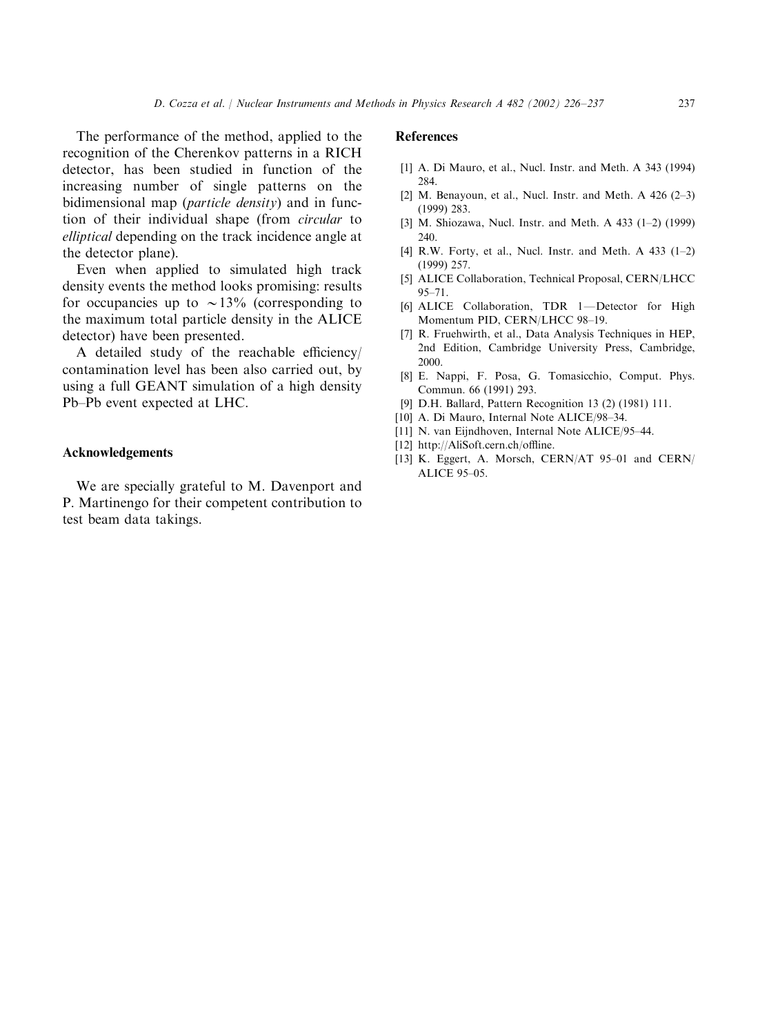The performance of the method, applied to the recognition of the Cherenkov patterns in a RICH detector, has been studied in function of the increasing number of single patterns on the bidimensional map (*particle density*) and in function of their individual shape (from *circular* to *elliptical* depending on the track incidence angle at the detector plane).

Even when applied to simulated high track density events the method looks promising: results for occupancies up to $\sim 13\%$ (corresponding to the maximum total particle density in the ALICE detector) have been presented.

A detailed study of the reachable efficiency/contamination level has been also carried out, by using a full GEANT simulation of a high density Pb–Pb event expected at LHC.

## Acknowledgements

We are specially grateful to M. Davenport and P. Martinengo for their competent contribution to test beam data takings.

## References

[1] A. Di Mauro, et al., Nucl. Instr. and Meth. A 343 (1994) 284.

[2] M. Benayoun, et al., Nucl. Instr. and Meth. A 426 (2–3) (1999) 283.

[3] M. Shiozawa, Nucl. Instr. and Meth. A 433 (1–2) (1999) 240.

[4] R.W. Forty, et al., Nucl. Instr. and Meth. A 433 (1–2) (1999) 257.

[5] ALICE Collaboration, Technical Proposal, CERN/LHCC 95–71.

[6] ALICE Collaboration, TDR 1—Detector for High Momentum PID, CERN/LHCC 98–19.

[7] R. Fruehwirth, et al., Data Analysis Techniques in HEP, 2nd Edition, Cambridge University Press, Cambridge, 2000.

[8] E. Nappi, F. Posa, G. Tomasicchio, Comput. Phys. Commun. 66 (1991) 293.

[9] D.H. Ballard, Pattern Recognition 13 (2) (1981) 111.

[10] A. Di Mauro, Internal Note ALICE/98–34.

[11] N. van Eijndhoven, Internal Note ALICE/95–44.

[12] http://AliSoft.cern.ch/offline.

[13] K. Eggert, A. Morsch, CERN/AT 95–01 and CERN/ALICE 95–05.